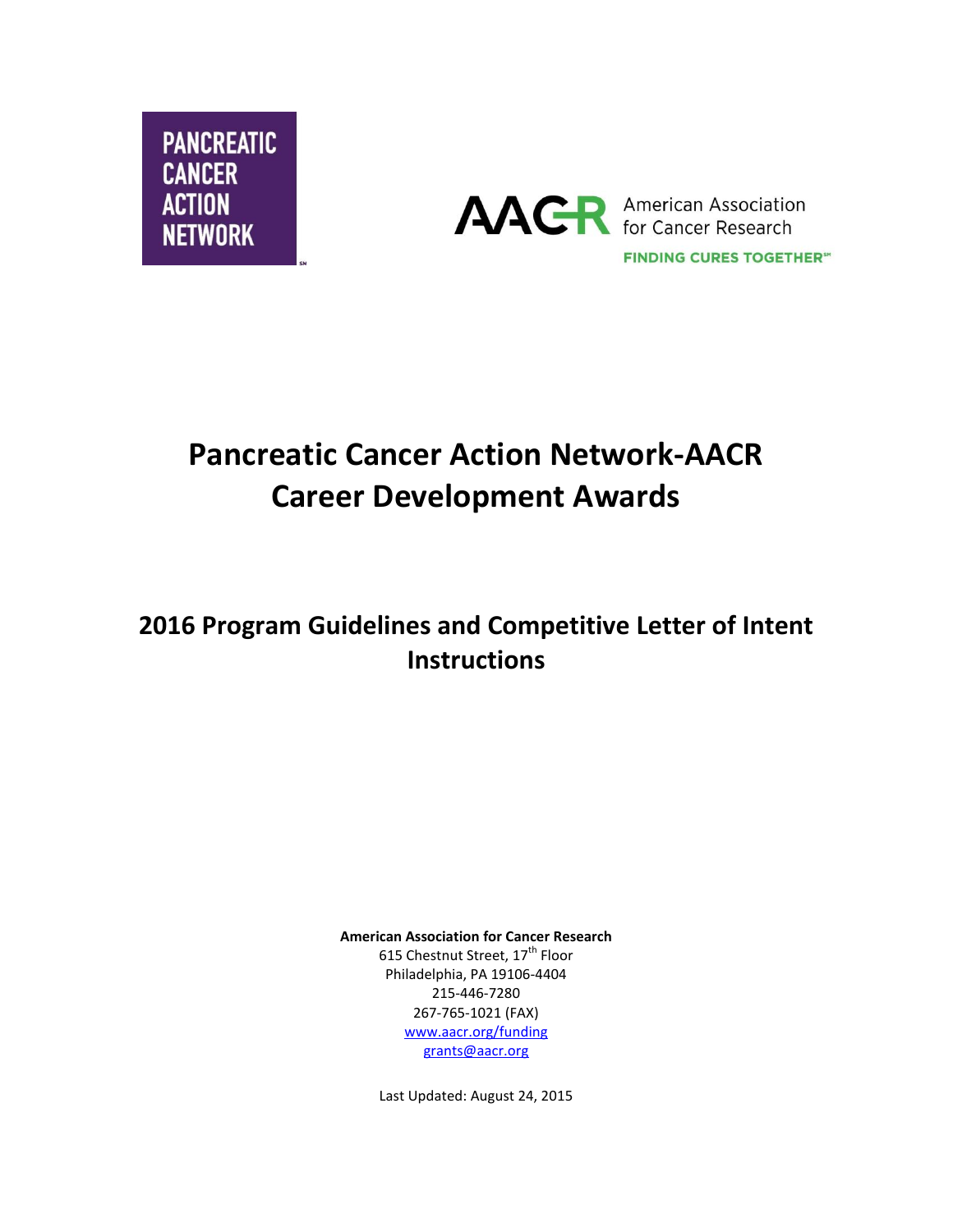PANCREATIC CANCER ACTION NETWORK

AACR American Association for Cancer Research
FINDING CURES TOGETHER℠

# Pancreatic Cancer Action Network-AACR Career Development Awards

## 2016 Program Guidelines and Competitive Letter of Intent Instructions

**American Association for Cancer Research**
615 Chestnut Street, 17th Floor
Philadelphia, PA 19106-4404
215-446-7280
267-765-1021 (FAX)
www.aacr.org/funding
grants@aacr.org

Last Updated: August 24, 2015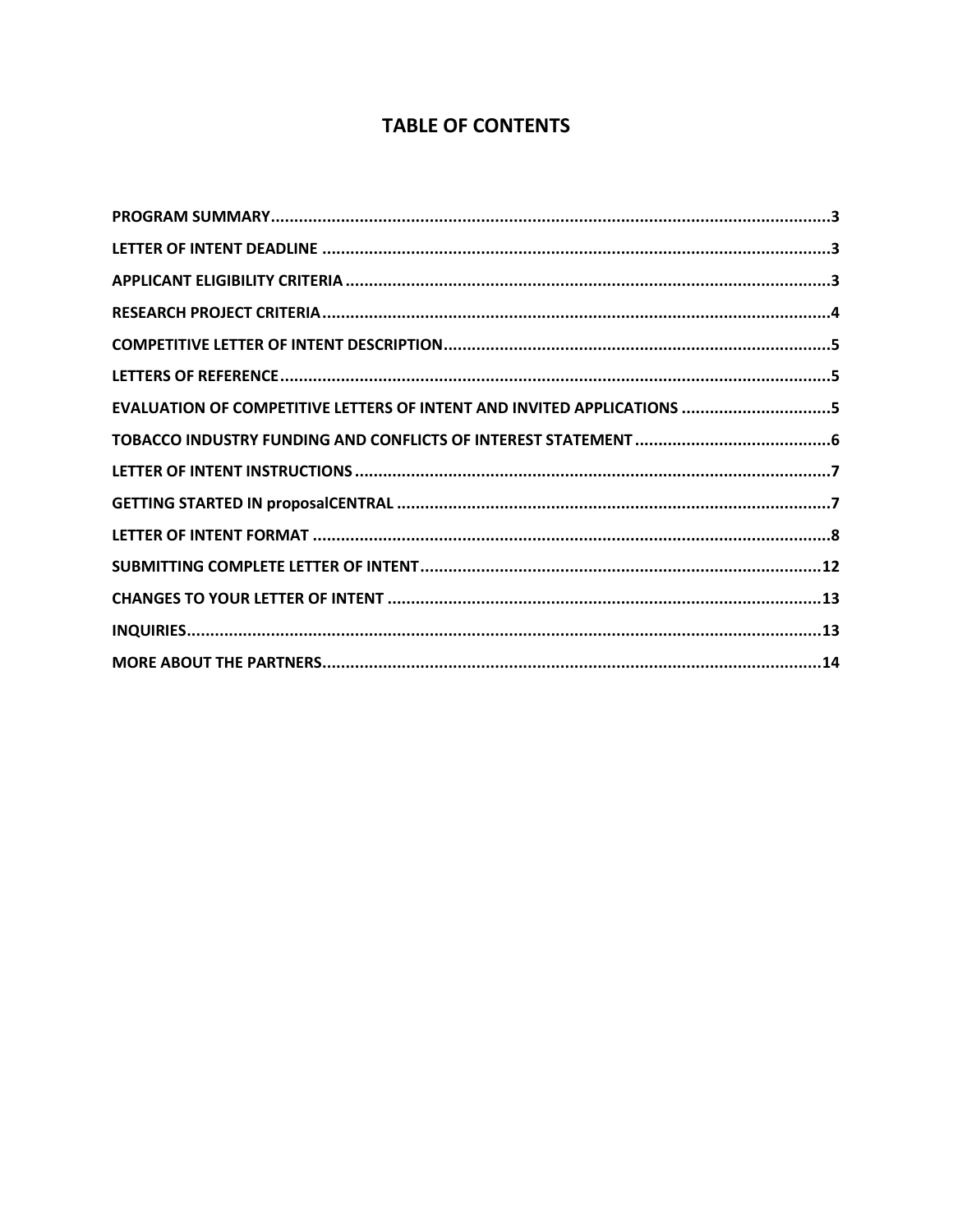# TABLE OF CONTENTS

| Section | Page |
|---|---|
| PROGRAM SUMMARY | 3 |
| LETTER OF INTENT DEADLINE | 3 |
| APPLICANT ELIGIBILITY CRITERIA | 3 |
| RESEARCH PROJECT CRITERIA | 4 |
| COMPETITIVE LETTER OF INTENT DESCRIPTION | 5 |
| LETTERS OF REFERENCE | 5 |
| EVALUATION OF COMPETITIVE LETTERS OF INTENT AND INVITED APPLICATIONS | 5 |
| TOBACCO INDUSTRY FUNDING AND CONFLICTS OF INTEREST STATEMENT | 6 |
| LETTER OF INTENT INSTRUCTIONS | 7 |
| GETTING STARTED IN proposalCENTRAL | 7 |
| LETTER OF INTENT FORMAT | 8 |
| SUBMITTING COMPLETE LETTER OF INTENT | 12 |
| CHANGES TO YOUR LETTER OF INTENT | 13 |
| INQUIRIES | 13 |
| MORE ABOUT THE PARTNERS | 14 |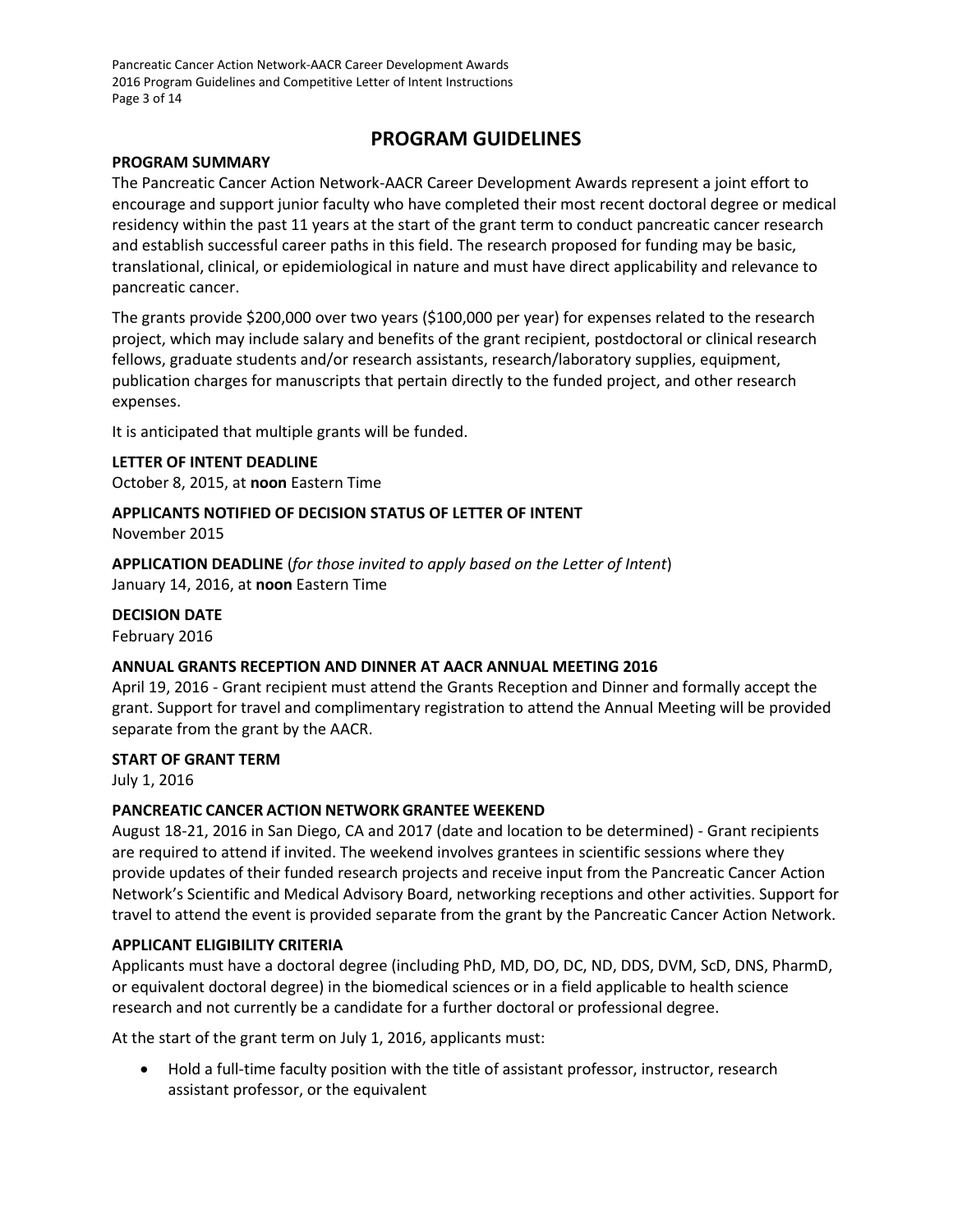# PROGRAM GUIDELINES

**PROGRAM SUMMARY**

The Pancreatic Cancer Action Network-AACR Career Development Awards represent a joint effort to encourage and support junior faculty who have completed their most recent doctoral degree or medical residency within the past 11 years at the start of the grant term to conduct pancreatic cancer research and establish successful career paths in this field. The research proposed for funding may be basic, translational, clinical, or epidemiological in nature and must have direct applicability and relevance to pancreatic cancer.

The grants provide $200,000 over two years ($100,000 per year) for expenses related to the research project, which may include salary and benefits of the grant recipient, postdoctoral or clinical research fellows, graduate students and/or research assistants, research/laboratory supplies, equipment, publication charges for manuscripts that pertain directly to the funded project, and other research expenses.

It is anticipated that multiple grants will be funded.

**LETTER OF INTENT DEADLINE**

October 8, 2015, at **noon** Eastern Time

**APPLICANTS NOTIFIED OF DECISION STATUS OF LETTER OF INTENT**

November 2015

**APPLICATION DEADLINE** (*for those invited to apply based on the Letter of Intent*)

January 14, 2016, at **noon** Eastern Time

**DECISION DATE**

February 2016

**ANNUAL GRANTS RECEPTION AND DINNER AT AACR ANNUAL MEETING 2016**

April 19, 2016 - Grant recipient must attend the Grants Reception and Dinner and formally accept the grant. Support for travel and complimentary registration to attend the Annual Meeting will be provided separate from the grant by the AACR.

**START OF GRANT TERM**

July 1, 2016

**PANCREATIC CANCER ACTION NETWORK GRANTEE WEEKEND**

August 18-21, 2016 in San Diego, CA and 2017 (date and location to be determined) - Grant recipients are required to attend if invited. The weekend involves grantees in scientific sessions where they provide updates of their funded research projects and receive input from the Pancreatic Cancer Action Network's Scientific and Medical Advisory Board, networking receptions and other activities. Support for travel to attend the event is provided separate from the grant by the Pancreatic Cancer Action Network.

**APPLICANT ELIGIBILITY CRITERIA**

Applicants must have a doctoral degree (including PhD, MD, DO, DC, ND, DDS, DVM, ScD, DNS, PharmD, or equivalent doctoral degree) in the biomedical sciences or in a field applicable to health science research and not currently be a candidate for a further doctoral or professional degree.

At the start of the grant term on July 1, 2016, applicants must:

- Hold a full-time faculty position with the title of assistant professor, instructor, research assistant professor, or the equivalent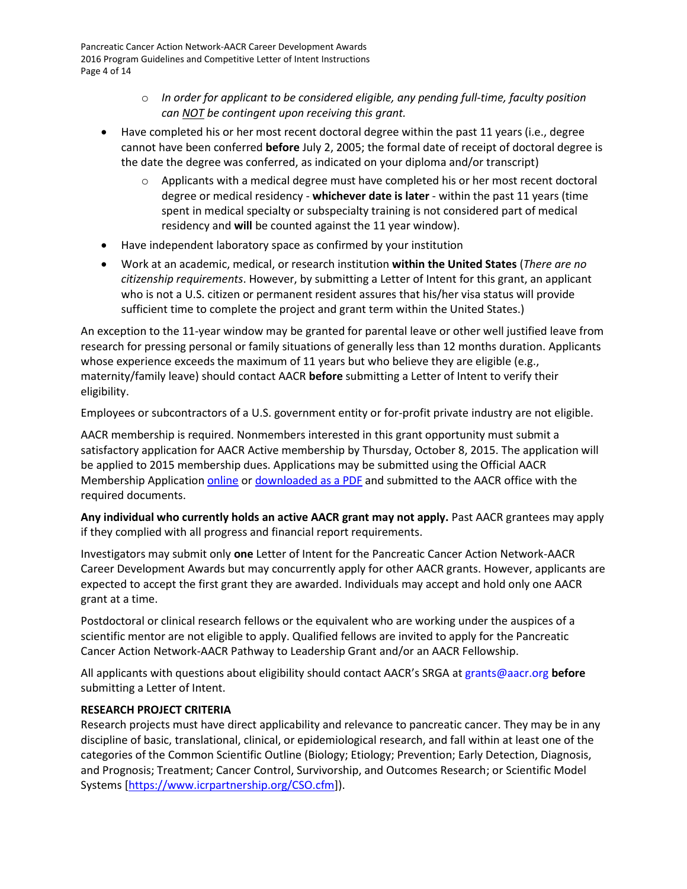- *In order for applicant to be considered eligible, any pending full-time, faculty position can NOT be contingent upon receiving this grant.*
- Have completed his or her most recent doctoral degree within the past 11 years (i.e., degree cannot have been conferred **before** July 2, 2005; the formal date of receipt of doctoral degree is the date the degree was conferred, as indicated on your diploma and/or transcript)
    - Applicants with a medical degree must have completed his or her most recent doctoral degree or medical residency - **whichever date is later** - within the past 11 years (time spent in medical specialty or subspecialty training is not considered part of medical residency and **will** be counted against the 11 year window).
- Have independent laboratory space as confirmed by your institution
- Work at an academic, medical, or research institution **within the United States** (*There are no citizenship requirements*. However, by submitting a Letter of Intent for this grant, an applicant who is not a U.S. citizen or permanent resident assures that his/her visa status will provide sufficient time to complete the project and grant term within the United States.)

An exception to the 11-year window may be granted for parental leave or other well justified leave from research for pressing personal or family situations of generally less than 12 months duration. Applicants whose experience exceeds the maximum of 11 years but who believe they are eligible (e.g., maternity/family leave) should contact AACR **before** submitting a Letter of Intent to verify their eligibility.

Employees or subcontractors of a U.S. government entity or for-profit private industry are not eligible.

AACR membership is required. Nonmembers interested in this grant opportunity must submit a satisfactory application for AACR Active membership by Thursday, October 8, 2015. The application will be applied to 2015 membership dues. Applications may be submitted using the Official AACR Membership Application online or downloaded as a PDF and submitted to the AACR office with the required documents.

**Any individual who currently holds an active AACR grant may not apply.** Past AACR grantees may apply if they complied with all progress and financial report requirements.

Investigators may submit only **one** Letter of Intent for the Pancreatic Cancer Action Network-AACR Career Development Awards but may concurrently apply for other AACR grants. However, applicants are expected to accept the first grant they are awarded. Individuals may accept and hold only one AACR grant at a time.

Postdoctoral or clinical research fellows or the equivalent who are working under the auspices of a scientific mentor are not eligible to apply. Qualified fellows are invited to apply for the Pancreatic Cancer Action Network-AACR Pathway to Leadership Grant and/or an AACR Fellowship.

All applicants with questions about eligibility should contact AACR's SRGA at grants@aacr.org **before** submitting a Letter of Intent.

**RESEARCH PROJECT CRITERIA**

Research projects must have direct applicability and relevance to pancreatic cancer. They may be in any discipline of basic, translational, clinical, or epidemiological research, and fall within at least one of the categories of the Common Scientific Outline (Biology; Etiology; Prevention; Early Detection, Diagnosis, and Prognosis; Treatment; Cancer Control, Survivorship, and Outcomes Research; or Scientific Model Systems [https://www.icrpartnership.org/CSO.cfm]).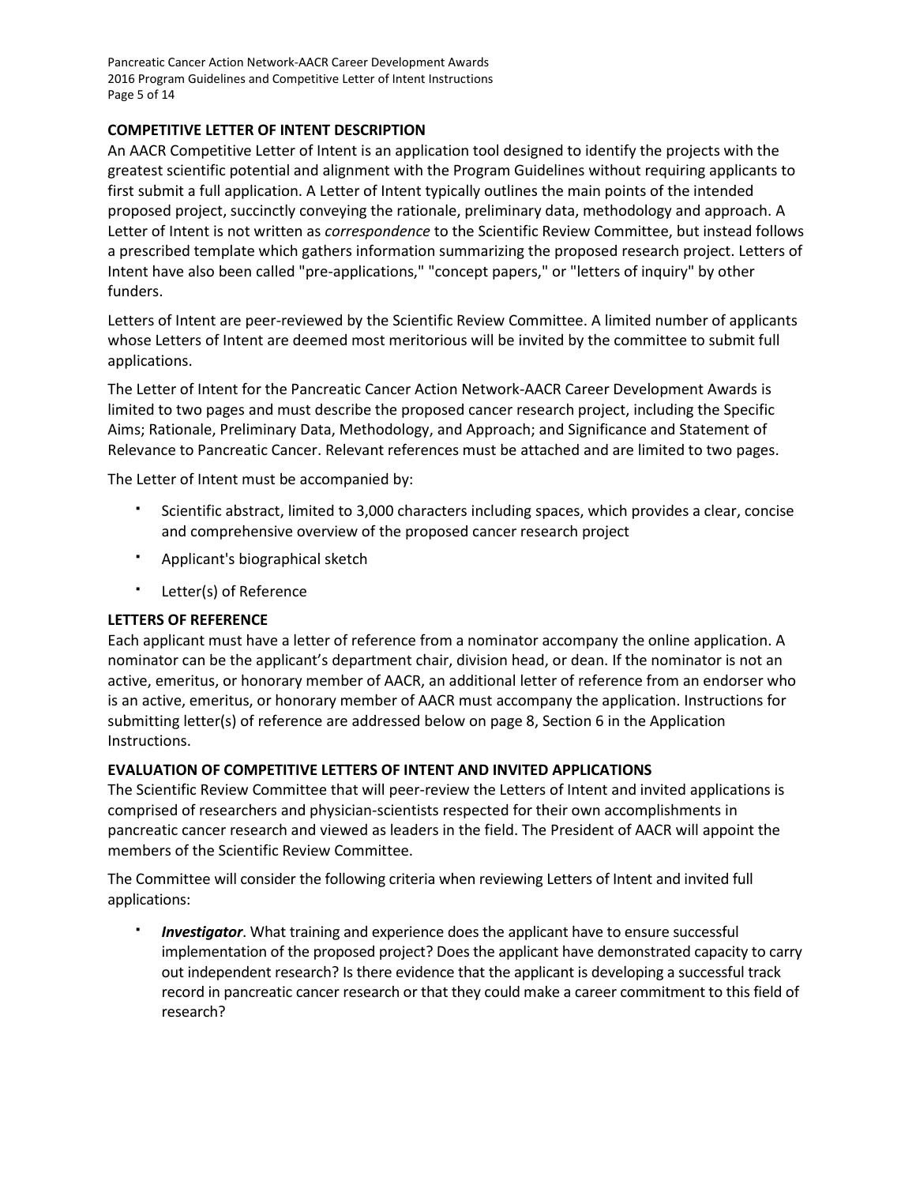## COMPETITIVE LETTER OF INTENT DESCRIPTION

An AACR Competitive Letter of Intent is an application tool designed to identify the projects with the greatest scientific potential and alignment with the Program Guidelines without requiring applicants to first submit a full application. A Letter of Intent typically outlines the main points of the intended proposed project, succinctly conveying the rationale, preliminary data, methodology and approach. A Letter of Intent is not written as *correspondence* to the Scientific Review Committee, but instead follows a prescribed template which gathers information summarizing the proposed research project. Letters of Intent have also been called "pre-applications," "concept papers," or "letters of inquiry" by other funders.

Letters of Intent are peer-reviewed by the Scientific Review Committee. A limited number of applicants whose Letters of Intent are deemed most meritorious will be invited by the committee to submit full applications.

The Letter of Intent for the Pancreatic Cancer Action Network-AACR Career Development Awards is limited to two pages and must describe the proposed cancer research project, including the Specific Aims; Rationale, Preliminary Data, Methodology, and Approach; and Significance and Statement of Relevance to Pancreatic Cancer. Relevant references must be attached and are limited to two pages.

The Letter of Intent must be accompanied by:

- Scientific abstract, limited to 3,000 characters including spaces, which provides a clear, concise and comprehensive overview of the proposed cancer research project
- Applicant's biographical sketch
- Letter(s) of Reference

## LETTERS OF REFERENCE

Each applicant must have a letter of reference from a nominator accompany the online application. A nominator can be the applicant's department chair, division head, or dean. If the nominator is not an active, emeritus, or honorary member of AACR, an additional letter of reference from an endorser who is an active, emeritus, or honorary member of AACR must accompany the application. Instructions for submitting letter(s) of reference are addressed below on page 8, Section 6 in the Application Instructions.

## EVALUATION OF COMPETITIVE LETTERS OF INTENT AND INVITED APPLICATIONS

The Scientific Review Committee that will peer-review the Letters of Intent and invited applications is comprised of researchers and physician-scientists respected for their own accomplishments in pancreatic cancer research and viewed as leaders in the field. The President of AACR will appoint the members of the Scientific Review Committee.

The Committee will consider the following criteria when reviewing Letters of Intent and invited full applications:

- ***Investigator***. What training and experience does the applicant have to ensure successful implementation of the proposed project? Does the applicant have demonstrated capacity to carry out independent research? Is there evidence that the applicant is developing a successful track record in pancreatic cancer research or that they could make a career commitment to this field of research?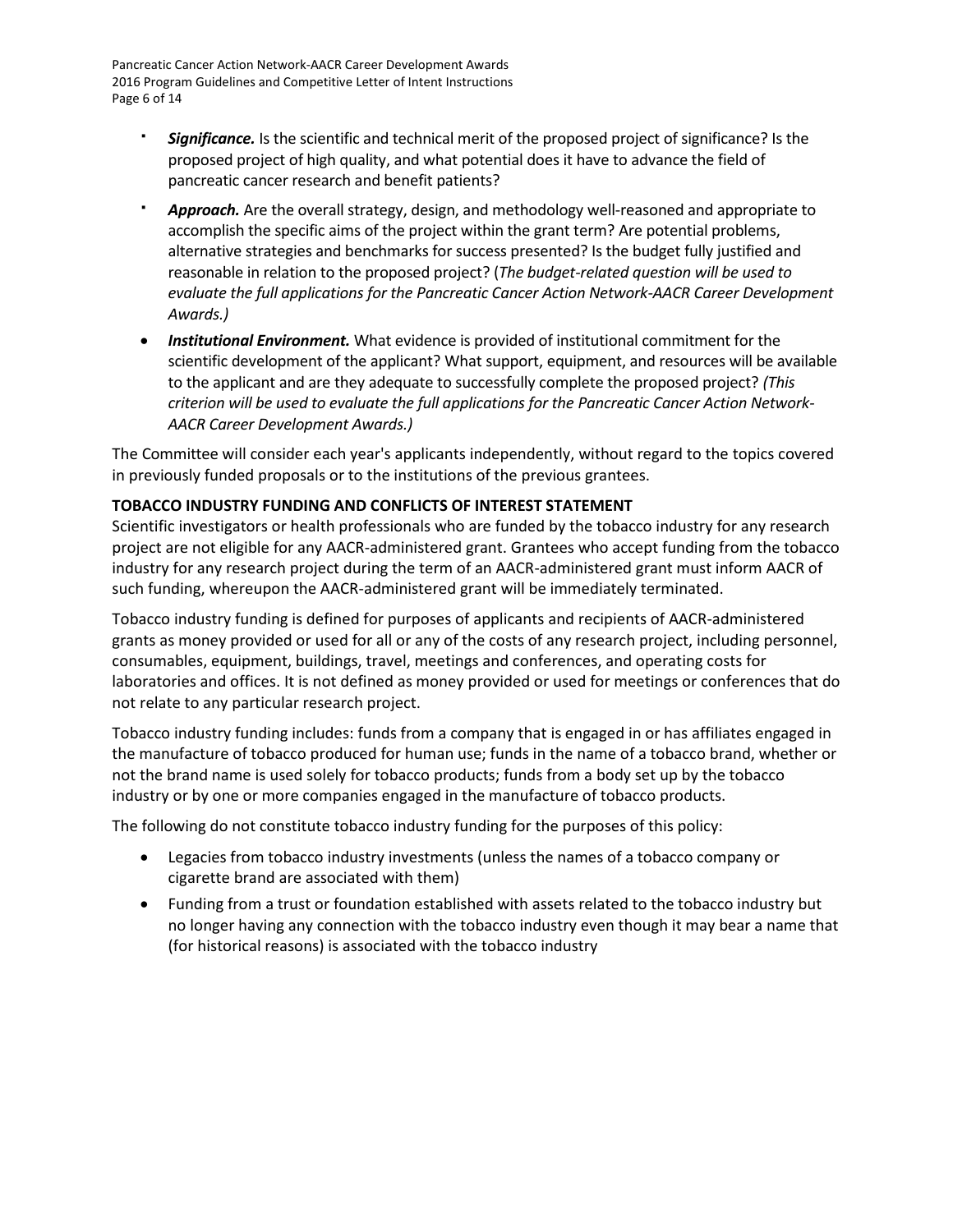- ***Significance.*** Is the scientific and technical merit of the proposed project of significance? Is the proposed project of high quality, and what potential does it have to advance the field of pancreatic cancer research and benefit patients?
- ***Approach.*** Are the overall strategy, design, and methodology well-reasoned and appropriate to accomplish the specific aims of the project within the grant term? Are potential problems, alternative strategies and benchmarks for success presented? Is the budget fully justified and reasonable in relation to the proposed project? (*The budget-related question will be used to evaluate the full applications for the Pancreatic Cancer Action Network-AACR Career Development Awards.)*
- ***Institutional Environment.*** What evidence is provided of institutional commitment for the scientific development of the applicant? What support, equipment, and resources will be available to the applicant and are they adequate to successfully complete the proposed project? *(This criterion will be used to evaluate the full applications for the Pancreatic Cancer Action Network-AACR Career Development Awards.)*

The Committee will consider each year's applicants independently, without regard to the topics covered in previously funded proposals or to the institutions of the previous grantees.

**TOBACCO INDUSTRY FUNDING AND CONFLICTS OF INTEREST STATEMENT**

Scientific investigators or health professionals who are funded by the tobacco industry for any research project are not eligible for any AACR-administered grant. Grantees who accept funding from the tobacco industry for any research project during the term of an AACR-administered grant must inform AACR of such funding, whereupon the AACR-administered grant will be immediately terminated.

Tobacco industry funding is defined for purposes of applicants and recipients of AACR-administered grants as money provided or used for all or any of the costs of any research project, including personnel, consumables, equipment, buildings, travel, meetings and conferences, and operating costs for laboratories and offices. It is not defined as money provided or used for meetings or conferences that do not relate to any particular research project.

Tobacco industry funding includes: funds from a company that is engaged in or has affiliates engaged in the manufacture of tobacco produced for human use; funds in the name of a tobacco brand, whether or not the brand name is used solely for tobacco products; funds from a body set up by the tobacco industry or by one or more companies engaged in the manufacture of tobacco products.

The following do not constitute tobacco industry funding for the purposes of this policy:

- Legacies from tobacco industry investments (unless the names of a tobacco company or cigarette brand are associated with them)
- Funding from a trust or foundation established with assets related to the tobacco industry but no longer having any connection with the tobacco industry even though it may bear a name that (for historical reasons) is associated with the tobacco industry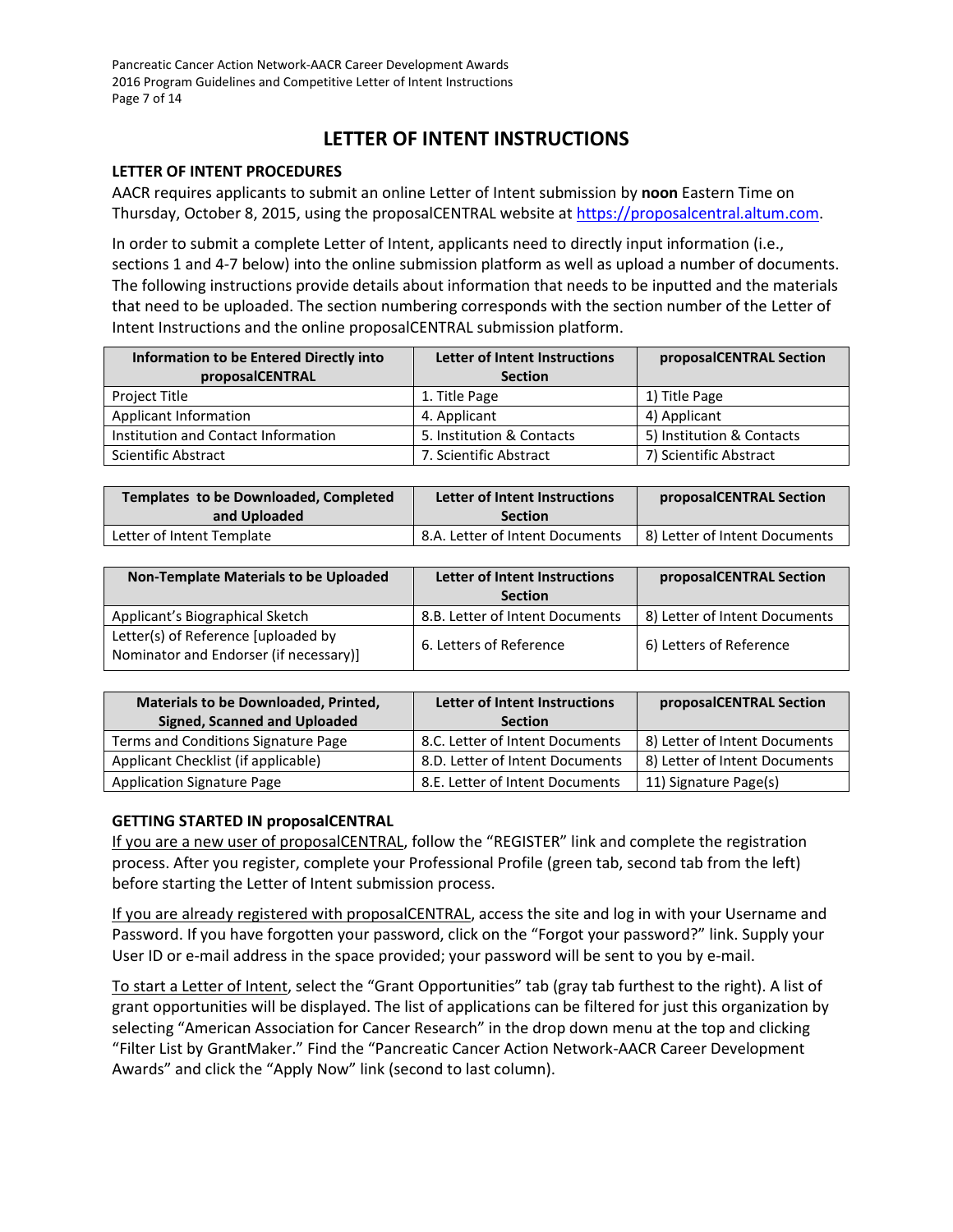# LETTER OF INTENT INSTRUCTIONS

### LETTER OF INTENT PROCEDURES

AACR requires applicants to submit an online Letter of Intent submission by **noon** Eastern Time on Thursday, October 8, 2015, using the proposalCENTRAL website at https://proposalcentral.altum.com.

In order to submit a complete Letter of Intent, applicants need to directly input information (i.e., sections 1 and 4-7 below) into the online submission platform as well as upload a number of documents. The following instructions provide details about information that needs to be inputted and the materials that need to be uploaded. The section numbering corresponds with the section number of the Letter of Intent Instructions and the online proposalCENTRAL submission platform.

| Information to be Entered Directly into proposalCENTRAL | Letter of Intent Instructions Section | proposalCENTRAL Section |
|---|---|---|
| Project Title | 1. Title Page | 1) Title Page |
| Applicant Information | 4. Applicant | 4) Applicant |
| Institution and Contact Information | 5. Institution & Contacts | 5) Institution & Contacts |
| Scientific Abstract | 7. Scientific Abstract | 7) Scientific Abstract |

| Templates to be Downloaded, Completed and Uploaded | Letter of Intent Instructions Section | proposalCENTRAL Section |
|---|---|---|
| Letter of Intent Template | 8.A. Letter of Intent Documents | 8) Letter of Intent Documents |

| Non-Template Materials to be Uploaded | Letter of Intent Instructions Section | proposalCENTRAL Section |
|---|---|---|
| Applicant's Biographical Sketch | 8.B. Letter of Intent Documents | 8) Letter of Intent Documents |
| Letter(s) of Reference [uploaded by Nominator and Endorser (if necessary)] | 6. Letters of Reference | 6) Letters of Reference |

| Materials to be Downloaded, Printed, Signed, Scanned and Uploaded | Letter of Intent Instructions Section | proposalCENTRAL Section |
|---|---|---|
| Terms and Conditions Signature Page | 8.C. Letter of Intent Documents | 8) Letter of Intent Documents |
| Applicant Checklist (if applicable) | 8.D. Letter of Intent Documents | 8) Letter of Intent Documents |
| Application Signature Page | 8.E. Letter of Intent Documents | 11) Signature Page(s) |

### GETTING STARTED IN proposalCENTRAL

If you are a new user of proposalCENTRAL, follow the "REGISTER" link and complete the registration process. After you register, complete your Professional Profile (green tab, second tab from the left) before starting the Letter of Intent submission process.

If you are already registered with proposalCENTRAL, access the site and log in with your Username and Password. If you have forgotten your password, click on the "Forgot your password?" link. Supply your User ID or e-mail address in the space provided; your password will be sent to you by e-mail.

To start a Letter of Intent, select the "Grant Opportunities" tab (gray tab furthest to the right). A list of grant opportunities will be displayed. The list of applications can be filtered for just this organization by selecting "American Association for Cancer Research" in the drop down menu at the top and clicking "Filter List by GrantMaker." Find the "Pancreatic Cancer Action Network-AACR Career Development Awards" and click the "Apply Now" link (second to last column).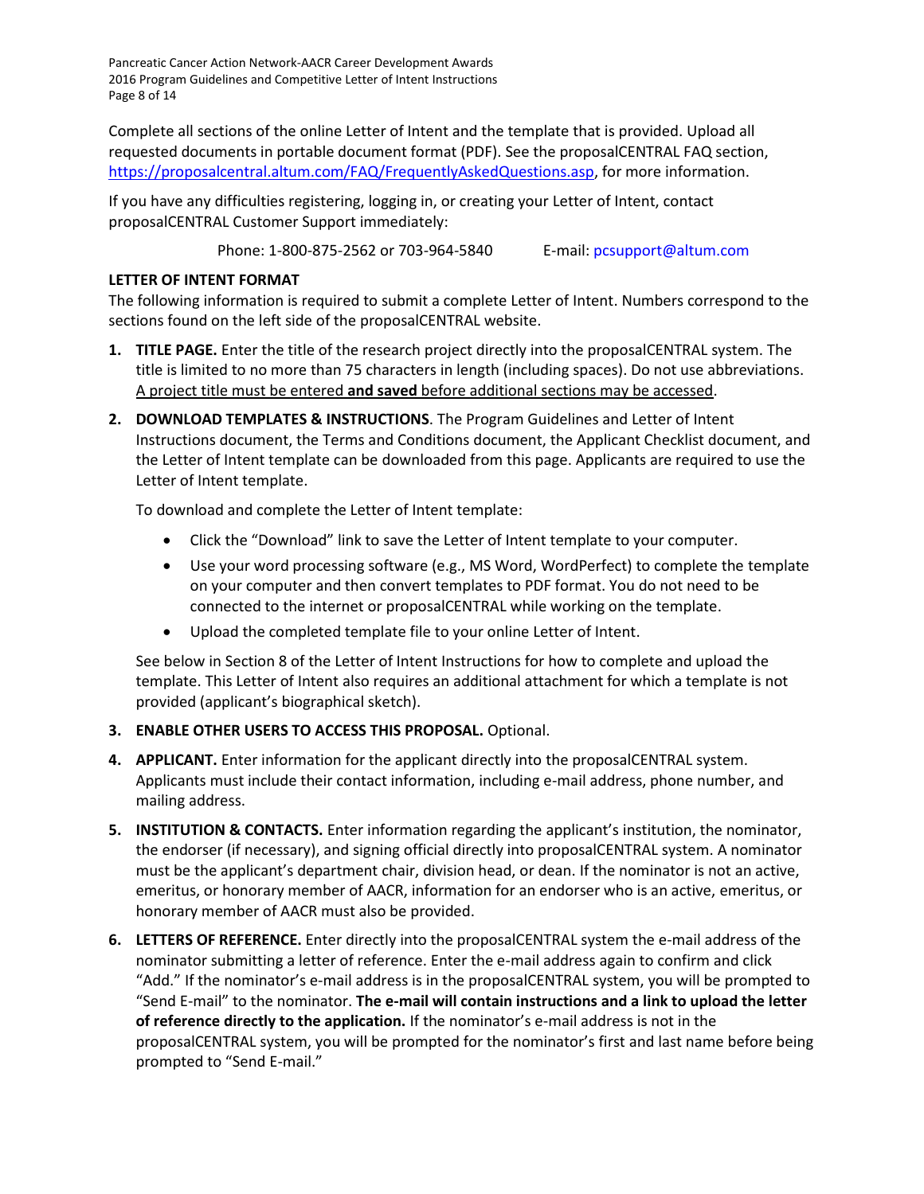Complete all sections of the online Letter of Intent and the template that is provided. Upload all requested documents in portable document format (PDF). See the proposalCENTRAL FAQ section, https://proposalcentral.altum.com/FAQ/FrequentlyAskedQuestions.asp, for more information.

If you have any difficulties registering, logging in, or creating your Letter of Intent, contact proposalCENTRAL Customer Support immediately:

Phone: 1-800-875-2562 or 703-964-5840 E-mail: pcsupport@altum.com

**LETTER OF INTENT FORMAT**

The following information is required to submit a complete Letter of Intent. Numbers correspond to the sections found on the left side of the proposalCENTRAL website.

1. **TITLE PAGE.** Enter the title of the research project directly into the proposalCENTRAL system. The title is limited to no more than 75 characters in length (including spaces). Do not use abbreviations. <u>A project title must be entered **and saved** before additional sections may be accessed</u>.

2. **DOWNLOAD TEMPLATES & INSTRUCTIONS**. The Program Guidelines and Letter of Intent Instructions document, the Terms and Conditions document, the Applicant Checklist document, and the Letter of Intent template can be downloaded from this page. Applicants are required to use the Letter of Intent template.

   To download and complete the Letter of Intent template:

   - Click the "Download" link to save the Letter of Intent template to your computer.
   - Use your word processing software (e.g., MS Word, WordPerfect) to complete the template on your computer and then convert templates to PDF format. You do not need to be connected to the internet or proposalCENTRAL while working on the template.
   - Upload the completed template file to your online Letter of Intent.

   See below in Section 8 of the Letter of Intent Instructions for how to complete and upload the template. This Letter of Intent also requires an additional attachment for which a template is not provided (applicant's biographical sketch).

3. **ENABLE OTHER USERS TO ACCESS THIS PROPOSAL.** Optional.

4. **APPLICANT.** Enter information for the applicant directly into the proposalCENTRAL system. Applicants must include their contact information, including e-mail address, phone number, and mailing address.

5. **INSTITUTION & CONTACTS.** Enter information regarding the applicant's institution, the nominator, the endorser (if necessary), and signing official directly into proposalCENTRAL system. A nominator must be the applicant's department chair, division head, or dean. If the nominator is not an active, emeritus, or honorary member of AACR, information for an endorser who is an active, emeritus, or honorary member of AACR must also be provided.

6. **LETTERS OF REFERENCE.** Enter directly into the proposalCENTRAL system the e-mail address of the nominator submitting a letter of reference. Enter the e-mail address again to confirm and click "Add." If the nominator's e-mail address is in the proposalCENTRAL system, you will be prompted to "Send E-mail" to the nominator. **The e-mail will contain instructions and a link to upload the letter of reference directly to the application.** If the nominator's e-mail address is not in the proposalCENTRAL system, you will be prompted for the nominator's first and last name before being prompted to "Send E-mail."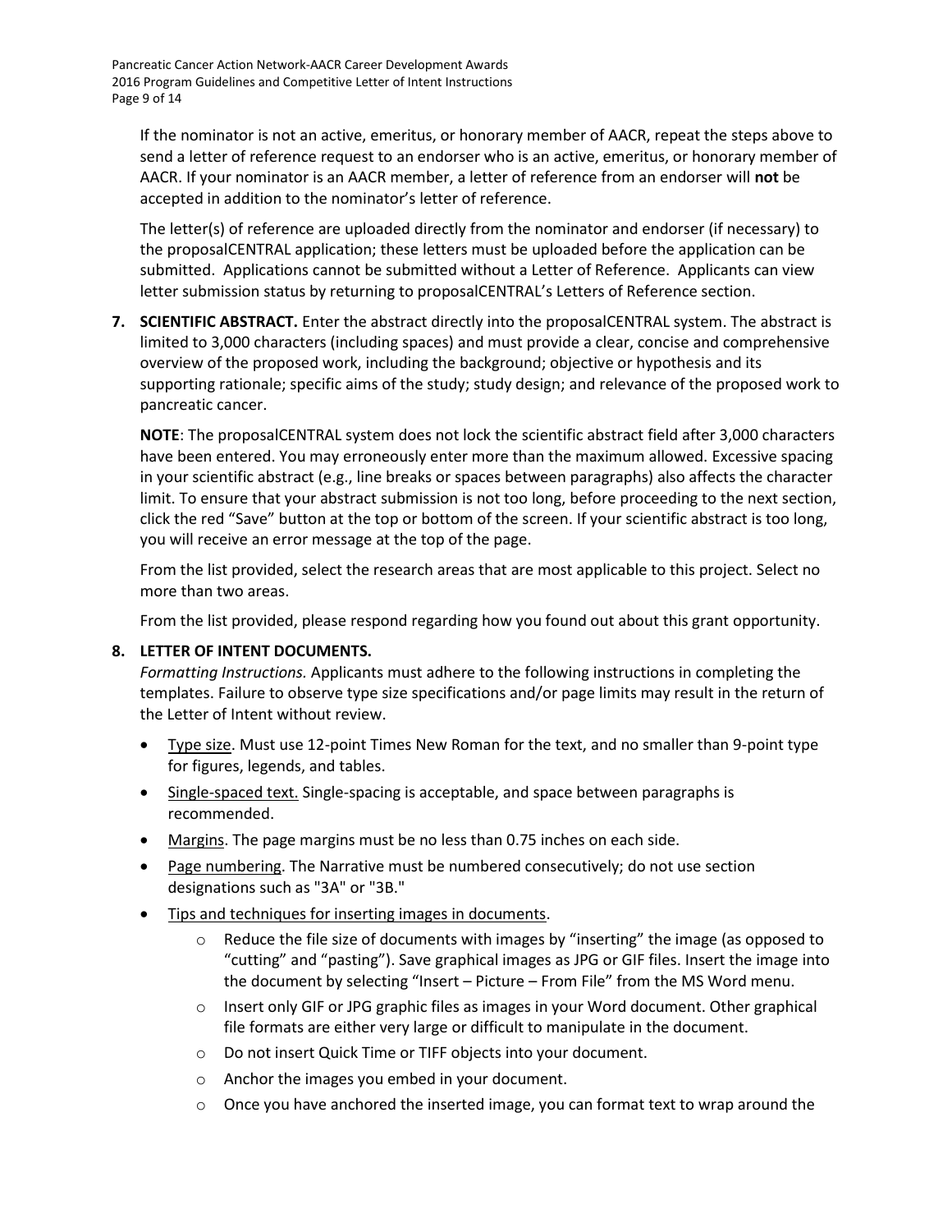If the nominator is not an active, emeritus, or honorary member of AACR, repeat the steps above to send a letter of reference request to an endorser who is an active, emeritus, or honorary member of AACR. If your nominator is an AACR member, a letter of reference from an endorser will **not** be accepted in addition to the nominator's letter of reference.

The letter(s) of reference are uploaded directly from the nominator and endorser (if necessary) to the proposalCENTRAL application; these letters must be uploaded before the application can be submitted. Applications cannot be submitted without a Letter of Reference. Applicants can view letter submission status by returning to proposalCENTRAL's Letters of Reference section.

7. **SCIENTIFIC ABSTRACT.** Enter the abstract directly into the proposalCENTRAL system. The abstract is limited to 3,000 characters (including spaces) and must provide a clear, concise and comprehensive overview of the proposed work, including the background; objective or hypothesis and its supporting rationale; specific aims of the study; study design; and relevance of the proposed work to pancreatic cancer.

   **NOTE**: The proposalCENTRAL system does not lock the scientific abstract field after 3,000 characters have been entered. You may erroneously enter more than the maximum allowed. Excessive spacing in your scientific abstract (e.g., line breaks or spaces between paragraphs) also affects the character limit. To ensure that your abstract submission is not too long, before proceeding to the next section, click the red "Save" button at the top or bottom of the screen. If your scientific abstract is too long, you will receive an error message at the top of the page.

   From the list provided, select the research areas that are most applicable to this project. Select no more than two areas.

   From the list provided, please respond regarding how you found out about this grant opportunity.

8. **LETTER OF INTENT DOCUMENTS.**
   *Formatting Instructions.* Applicants must adhere to the following instructions in completing the templates. Failure to observe type size specifications and/or page limits may result in the return of the Letter of Intent without review.

   - Type size. Must use 12-point Times New Roman for the text, and no smaller than 9-point type for figures, legends, and tables.
   - Single-spaced text. Single-spacing is acceptable, and space between paragraphs is recommended.
   - Margins. The page margins must be no less than 0.75 inches on each side.
   - Page numbering. The Narrative must be numbered consecutively; do not use section designations such as "3A" or "3B."
   - Tips and techniques for inserting images in documents.
     - Reduce the file size of documents with images by "inserting" the image (as opposed to "cutting" and "pasting"). Save graphical images as JPG or GIF files. Insert the image into the document by selecting "Insert – Picture – From File" from the MS Word menu.
     - Insert only GIF or JPG graphic files as images in your Word document. Other graphical file formats are either very large or difficult to manipulate in the document.
     - Do not insert Quick Time or TIFF objects into your document.
     - Anchor the images you embed in your document.
     - Once you have anchored the inserted image, you can format text to wrap around the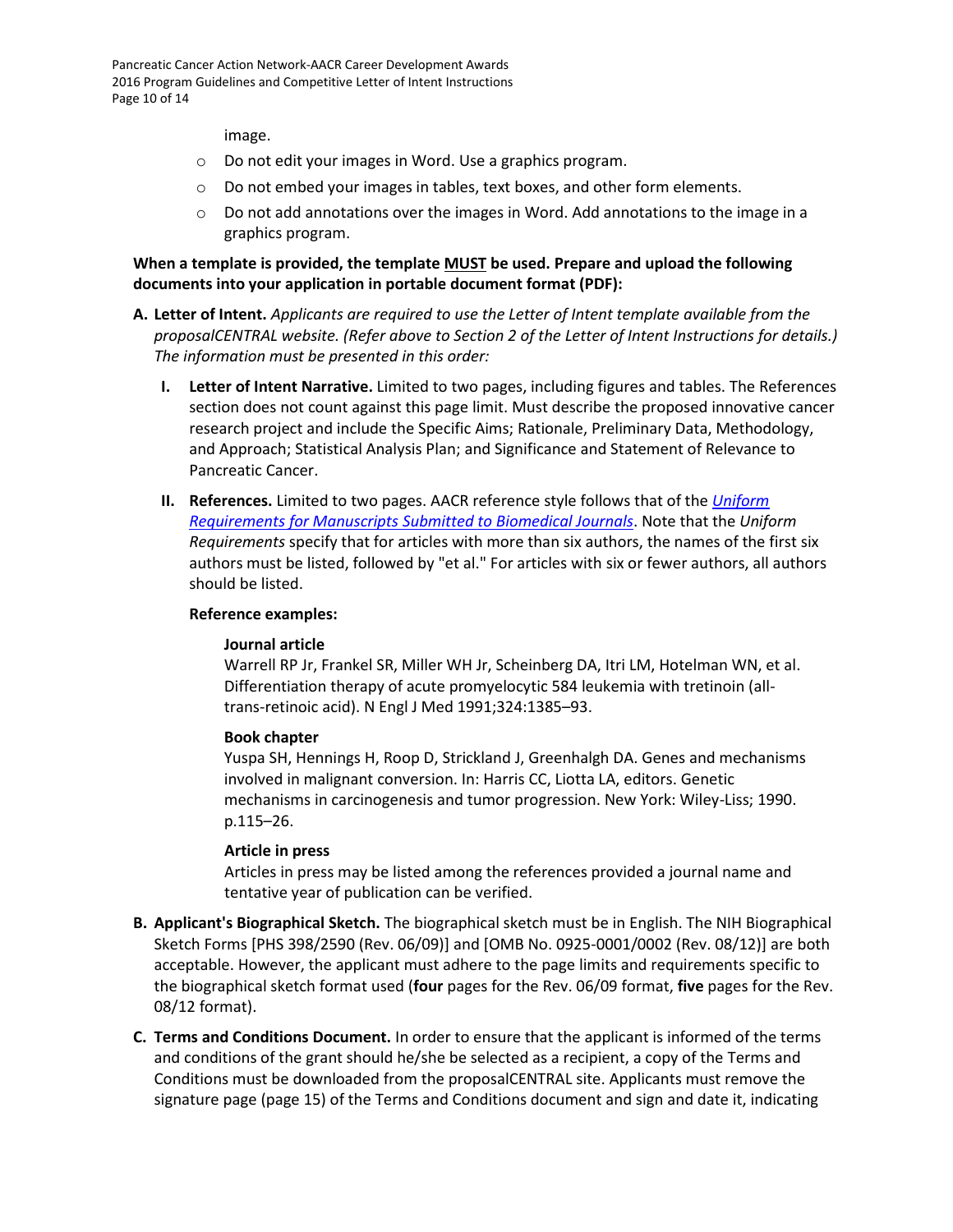image.

- Do not edit your images in Word. Use a graphics program.
- Do not embed your images in tables, text boxes, and other form elements.
- Do not add annotations over the images in Word. Add annotations to the image in a graphics program.

**When a template is provided, the template MUST be used. Prepare and upload the following documents into your application in portable document format (PDF):**

**A. Letter of Intent.** *Applicants are required to use the Letter of Intent template available from the proposalCENTRAL website. (Refer above to Section 2 of the Letter of Intent Instructions for details.) The information must be presented in this order:*

**I. Letter of Intent Narrative.** Limited to two pages, including figures and tables. The References section does not count against this page limit. Must describe the proposed innovative cancer research project and include the Specific Aims; Rationale, Preliminary Data, Methodology, and Approach; Statistical Analysis Plan; and Significance and Statement of Relevance to Pancreatic Cancer.

**II. References.** Limited to two pages. AACR reference style follows that of the *Uniform Requirements for Manuscripts Submitted to Biomedical Journals*. Note that the *Uniform Requirements* specify that for articles with more than six authors, the names of the first six authors must be listed, followed by "et al." For articles with six or fewer authors, all authors should be listed.

**Reference examples:**

**Journal article**
Warrell RP Jr, Frankel SR, Miller WH Jr, Scheinberg DA, Itri LM, Hotelman WN, et al. Differentiation therapy of acute promyelocytic 584 leukemia with tretinoin (all-trans-retinoic acid). N Engl J Med 1991;324:1385–93.

**Book chapter**
Yuspa SH, Hennings H, Roop D, Strickland J, Greenhalgh DA. Genes and mechanisms involved in malignant conversion. In: Harris CC, Liotta LA, editors. Genetic mechanisms in carcinogenesis and tumor progression. New York: Wiley-Liss; 1990. p.115–26.

**Article in press**
Articles in press may be listed among the references provided a journal name and tentative year of publication can be verified.

**B. Applicant's Biographical Sketch.** The biographical sketch must be in English. The NIH Biographical Sketch Forms [PHS 398/2590 (Rev. 06/09)] and [OMB No. 0925-0001/0002 (Rev. 08/12)] are both acceptable. However, the applicant must adhere to the page limits and requirements specific to the biographical sketch format used (**four** pages for the Rev. 06/09 format, **five** pages for the Rev. 08/12 format).

**C. Terms and Conditions Document.** In order to ensure that the applicant is informed of the terms and conditions of the grant should he/she be selected as a recipient, a copy of the Terms and Conditions must be downloaded from the proposalCENTRAL site. Applicants must remove the signature page (page 15) of the Terms and Conditions document and sign and date it, indicating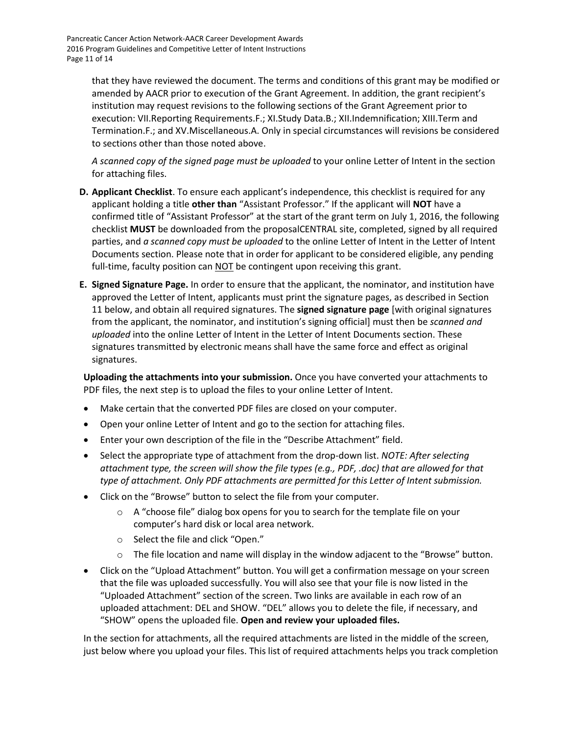that they have reviewed the document. The terms and conditions of this grant may be modified or amended by AACR prior to execution of the Grant Agreement. In addition, the grant recipient's institution may request revisions to the following sections of the Grant Agreement prior to execution: VII.Reporting Requirements.F.; XI.Study Data.B.; XII.Indemnification; XIII.Term and Termination.F.; and XV.Miscellaneous.A. Only in special circumstances will revisions be considered to sections other than those noted above.

*A scanned copy of the signed page must be uploaded* to your online Letter of Intent in the section for attaching files.

**D. Applicant Checklist**. To ensure each applicant's independence, this checklist is required for any applicant holding a title **other than** "Assistant Professor." If the applicant will **NOT** have a confirmed title of "Assistant Professor" at the start of the grant term on July 1, 2016, the following checklist **MUST** be downloaded from the proposalCENTRAL site, completed, signed by all required parties, and *a scanned copy must be uploaded* to the online Letter of Intent in the Letter of Intent Documents section. Please note that in order for applicant to be considered eligible, any pending full-time, faculty position can <u>NOT</u> be contingent upon receiving this grant.

**E. Signed Signature Page.** In order to ensure that the applicant, the nominator, and institution have approved the Letter of Intent, applicants must print the signature pages, as described in Section 11 below, and obtain all required signatures. The **signed signature page** [with original signatures from the applicant, the nominator, and institution's signing official] must then be *scanned and uploaded* into the online Letter of Intent in the Letter of Intent Documents section. These signatures transmitted by electronic means shall have the same force and effect as original signatures.

**Uploading the attachments into your submission.** Once you have converted your attachments to PDF files, the next step is to upload the files to your online Letter of Intent.

- Make certain that the converted PDF files are closed on your computer.
- Open your online Letter of Intent and go to the section for attaching files.
- Enter your own description of the file in the "Describe Attachment" field.
- Select the appropriate type of attachment from the drop-down list. *NOTE: After selecting attachment type, the screen will show the file types (e.g., PDF, .doc) that are allowed for that type of attachment. Only PDF attachments are permitted for this Letter of Intent submission.*
- Click on the "Browse" button to select the file from your computer.
    - A "choose file" dialog box opens for you to search for the template file on your computer's hard disk or local area network.
    - Select the file and click "Open."
    - The file location and name will display in the window adjacent to the "Browse" button.
- Click on the "Upload Attachment" button. You will get a confirmation message on your screen that the file was uploaded successfully. You will also see that your file is now listed in the "Uploaded Attachment" section of the screen. Two links are available in each row of an uploaded attachment: DEL and SHOW. "DEL" allows you to delete the file, if necessary, and "SHOW" opens the uploaded file. **Open and review your uploaded files.**

In the section for attachments, all the required attachments are listed in the middle of the screen, just below where you upload your files. This list of required attachments helps you track completion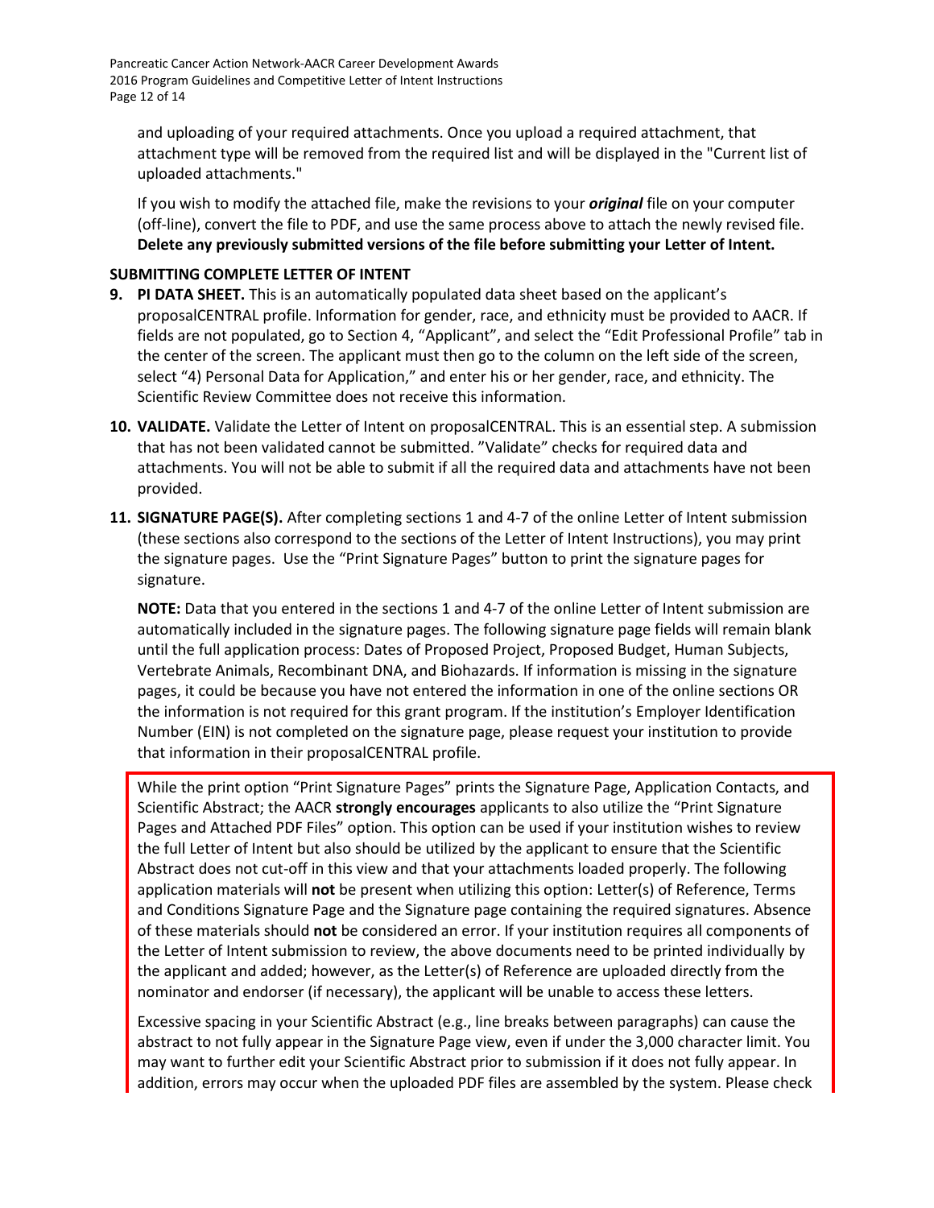and uploading of your required attachments. Once you upload a required attachment, that attachment type will be removed from the required list and will be displayed in the "Current list of uploaded attachments."

If you wish to modify the attached file, make the revisions to your ***original*** file on your computer (off-line), convert the file to PDF, and use the same process above to attach the newly revised file. **Delete any previously submitted versions of the file before submitting your Letter of Intent.**

**SUBMITTING COMPLETE LETTER OF INTENT**

9. **PI DATA SHEET.** This is an automatically populated data sheet based on the applicant's proposalCENTRAL profile. Information for gender, race, and ethnicity must be provided to AACR. If fields are not populated, go to Section 4, "Applicant", and select the "Edit Professional Profile" tab in the center of the screen. The applicant must then go to the column on the left side of the screen, select "4) Personal Data for Application," and enter his or her gender, race, and ethnicity. The Scientific Review Committee does not receive this information.

10. **VALIDATE.** Validate the Letter of Intent on proposalCENTRAL. This is an essential step. A submission that has not been validated cannot be submitted. "Validate" checks for required data and attachments. You will not be able to submit if all the required data and attachments have not been provided.

11. **SIGNATURE PAGE(S).** After completing sections 1 and 4-7 of the online Letter of Intent submission (these sections also correspond to the sections of the Letter of Intent Instructions), you may print the signature pages. Use the "Print Signature Pages" button to print the signature pages for signature.

    **NOTE:** Data that you entered in the sections 1 and 4-7 of the online Letter of Intent submission are automatically included in the signature pages. The following signature page fields will remain blank until the full application process: Dates of Proposed Project, Proposed Budget, Human Subjects, Vertebrate Animals, Recombinant DNA, and Biohazards. If information is missing in the signature pages, it could be because you have not entered the information in one of the online sections OR the information is not required for this grant program. If the institution's Employer Identification Number (EIN) is not completed on the signature page, please request your institution to provide that information in their proposalCENTRAL profile.

    While the print option "Print Signature Pages" prints the Signature Page, Application Contacts, and Scientific Abstract; the AACR **strongly encourages** applicants to also utilize the "Print Signature Pages and Attached PDF Files" option. This option can be used if your institution wishes to review the full Letter of Intent but also should be utilized by the applicant to ensure that the Scientific Abstract does not cut-off in this view and that your attachments loaded properly. The following application materials will **not** be present when utilizing this option: Letter(s) of Reference, Terms and Conditions Signature Page and the Signature page containing the required signatures. Absence of these materials should **not** be considered an error. If your institution requires all components of the Letter of Intent submission to review, the above documents need to be printed individually by the applicant and added; however, as the Letter(s) of Reference are uploaded directly from the nominator and endorser (if necessary), the applicant will be unable to access these letters.

    Excessive spacing in your Scientific Abstract (e.g., line breaks between paragraphs) can cause the abstract to not fully appear in the Signature Page view, even if under the 3,000 character limit. You may want to further edit your Scientific Abstract prior to submission if it does not fully appear. In addition, errors may occur when the uploaded PDF files are assembled by the system. Please check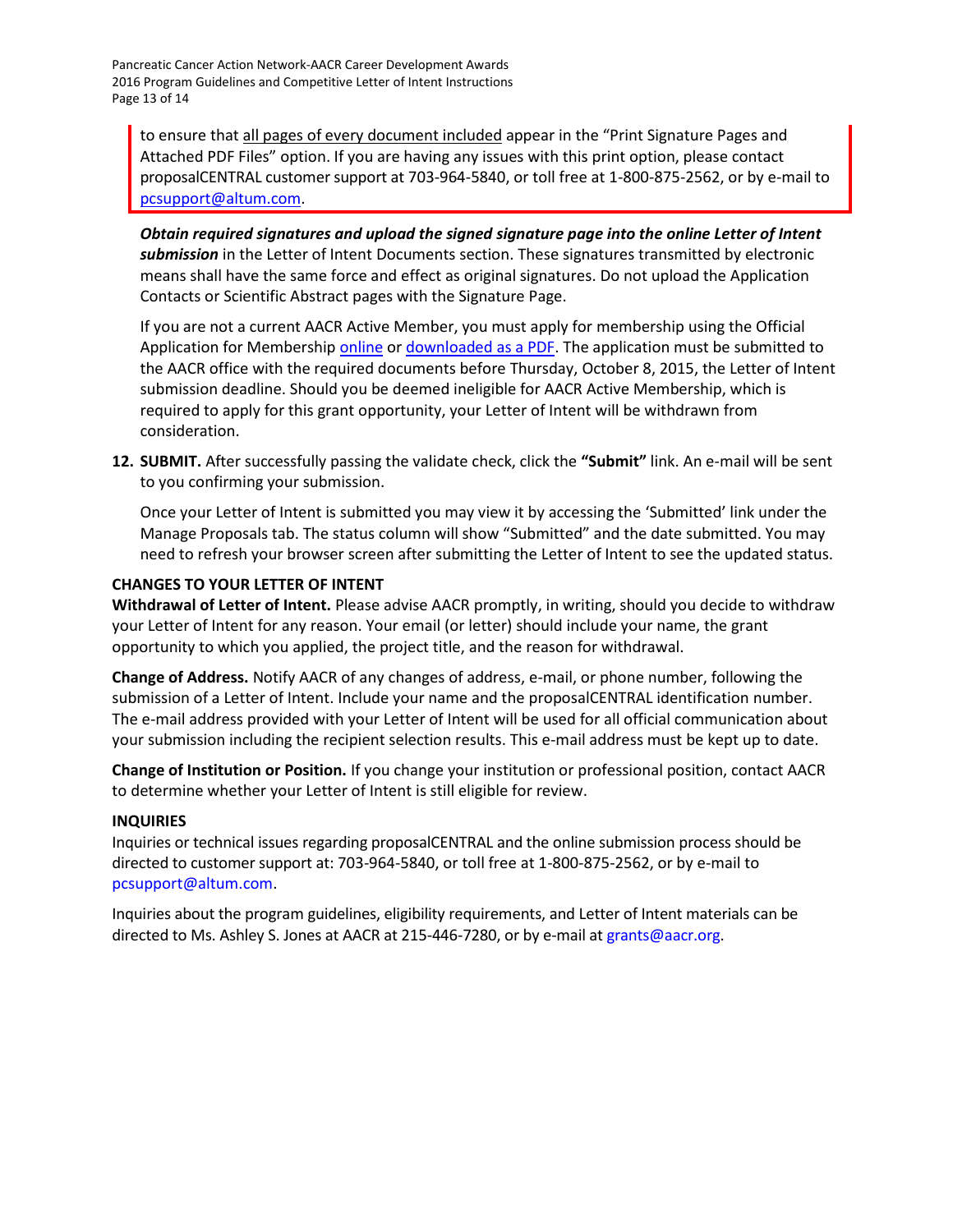to ensure that all pages of every document included appear in the "Print Signature Pages and Attached PDF Files" option. If you are having any issues with this print option, please contact proposalCENTRAL customer support at 703-964-5840, or toll free at 1-800-875-2562, or by e-mail to pcsupport@altum.com.

***Obtain required signatures and upload the signed signature page into the online Letter of Intent submission*** in the Letter of Intent Documents section. These signatures transmitted by electronic means shall have the same force and effect as original signatures. Do not upload the Application Contacts or Scientific Abstract pages with the Signature Page.

If you are not a current AACR Active Member, you must apply for membership using the Official Application for Membership online or downloaded as a PDF. The application must be submitted to the AACR office with the required documents before Thursday, October 8, 2015, the Letter of Intent submission deadline. Should you be deemed ineligible for AACR Active Membership, which is required to apply for this grant opportunity, your Letter of Intent will be withdrawn from consideration.

12. **SUBMIT.** After successfully passing the validate check, click the **"Submit"** link. An e-mail will be sent to you confirming your submission.

    Once your Letter of Intent is submitted you may view it by accessing the 'Submitted' link under the Manage Proposals tab. The status column will show "Submitted" and the date submitted. You may need to refresh your browser screen after submitting the Letter of Intent to see the updated status.

**CHANGES TO YOUR LETTER OF INTENT**

**Withdrawal of Letter of Intent.** Please advise AACR promptly, in writing, should you decide to withdraw your Letter of Intent for any reason. Your email (or letter) should include your name, the grant opportunity to which you applied, the project title, and the reason for withdrawal.

**Change of Address.** Notify AACR of any changes of address, e-mail, or phone number, following the submission of a Letter of Intent. Include your name and the proposalCENTRAL identification number. The e-mail address provided with your Letter of Intent will be used for all official communication about your submission including the recipient selection results. This e-mail address must be kept up to date.

**Change of Institution or Position.** If you change your institution or professional position, contact AACR to determine whether your Letter of Intent is still eligible for review.

**INQUIRIES**

Inquiries or technical issues regarding proposalCENTRAL and the online submission process should be directed to customer support at: 703-964-5840, or toll free at 1-800-875-2562, or by e-mail to pcsupport@altum.com.

Inquiries about the program guidelines, eligibility requirements, and Letter of Intent materials can be directed to Ms. Ashley S. Jones at AACR at 215-446-7280, or by e-mail at grants@aacr.org.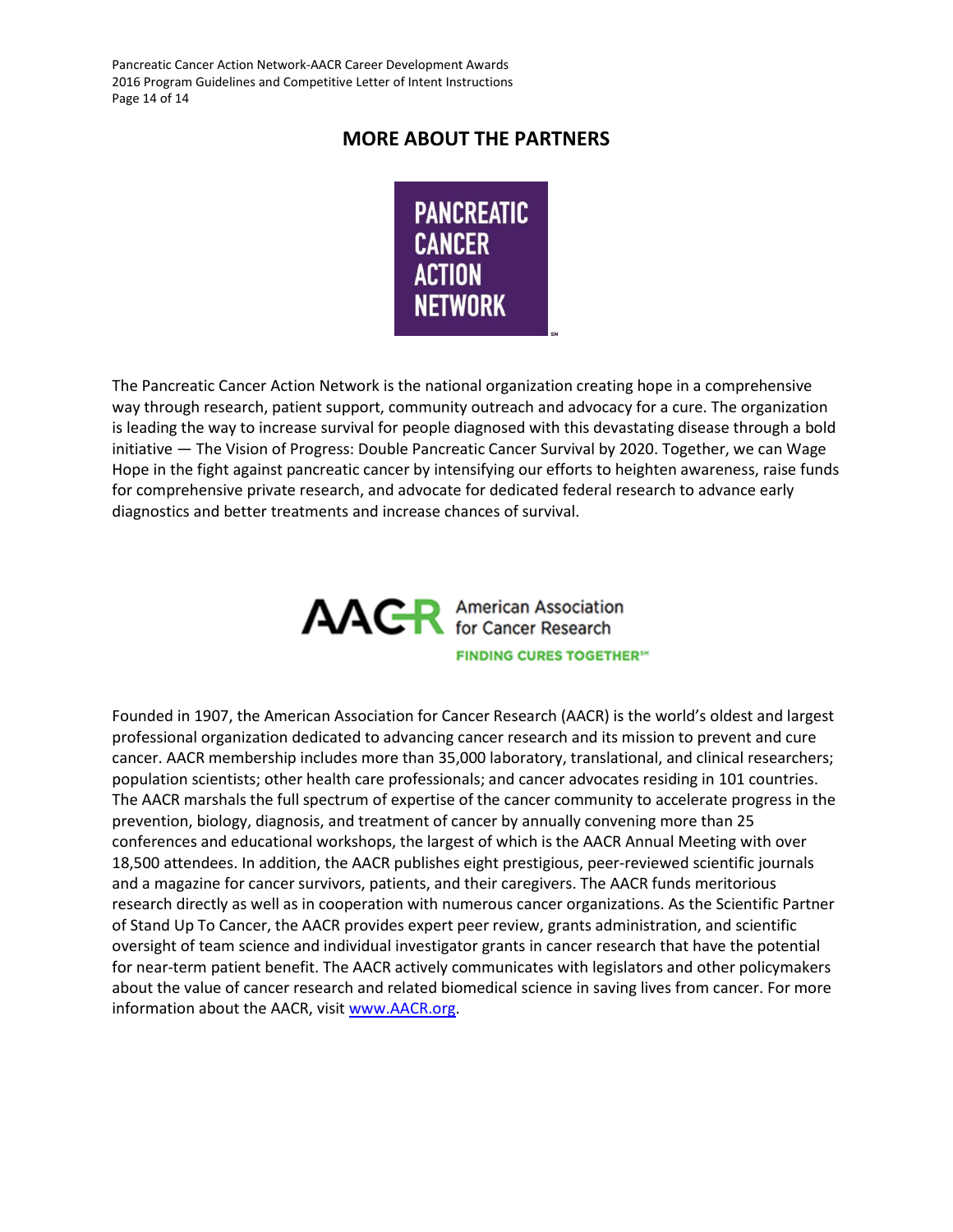## MORE ABOUT THE PARTNERS

The Pancreatic Cancer Action Network is the national organization creating hope in a comprehensive way through research, patient support, community outreach and advocacy for a cure. The organization is leading the way to increase survival for people diagnosed with this devastating disease through a bold initiative — The Vision of Progress: Double Pancreatic Cancer Survival by 2020. Together, we can Wage Hope in the fight against pancreatic cancer by intensifying our efforts to heighten awareness, raise funds for comprehensive private research, and advocate for dedicated federal research to advance early diagnostics and better treatments and increase chances of survival.

Founded in 1907, the American Association for Cancer Research (AACR) is the world's oldest and largest professional organization dedicated to advancing cancer research and its mission to prevent and cure cancer. AACR membership includes more than 35,000 laboratory, translational, and clinical researchers; population scientists; other health care professionals; and cancer advocates residing in 101 countries. The AACR marshals the full spectrum of expertise of the cancer community to accelerate progress in the prevention, biology, diagnosis, and treatment of cancer by annually convening more than 25 conferences and educational workshops, the largest of which is the AACR Annual Meeting with over 18,500 attendees. In addition, the AACR publishes eight prestigious, peer-reviewed scientific journals and a magazine for cancer survivors, patients, and their caregivers. The AACR funds meritorious research directly as well as in cooperation with numerous cancer organizations. As the Scientific Partner of Stand Up To Cancer, the AACR provides expert peer review, grants administration, and scientific oversight of team science and individual investigator grants in cancer research that have the potential for near-term patient benefit. The AACR actively communicates with legislators and other policymakers about the value of cancer research and related biomedical science in saving lives from cancer. For more information about the AACR, visit www.AACR.org.